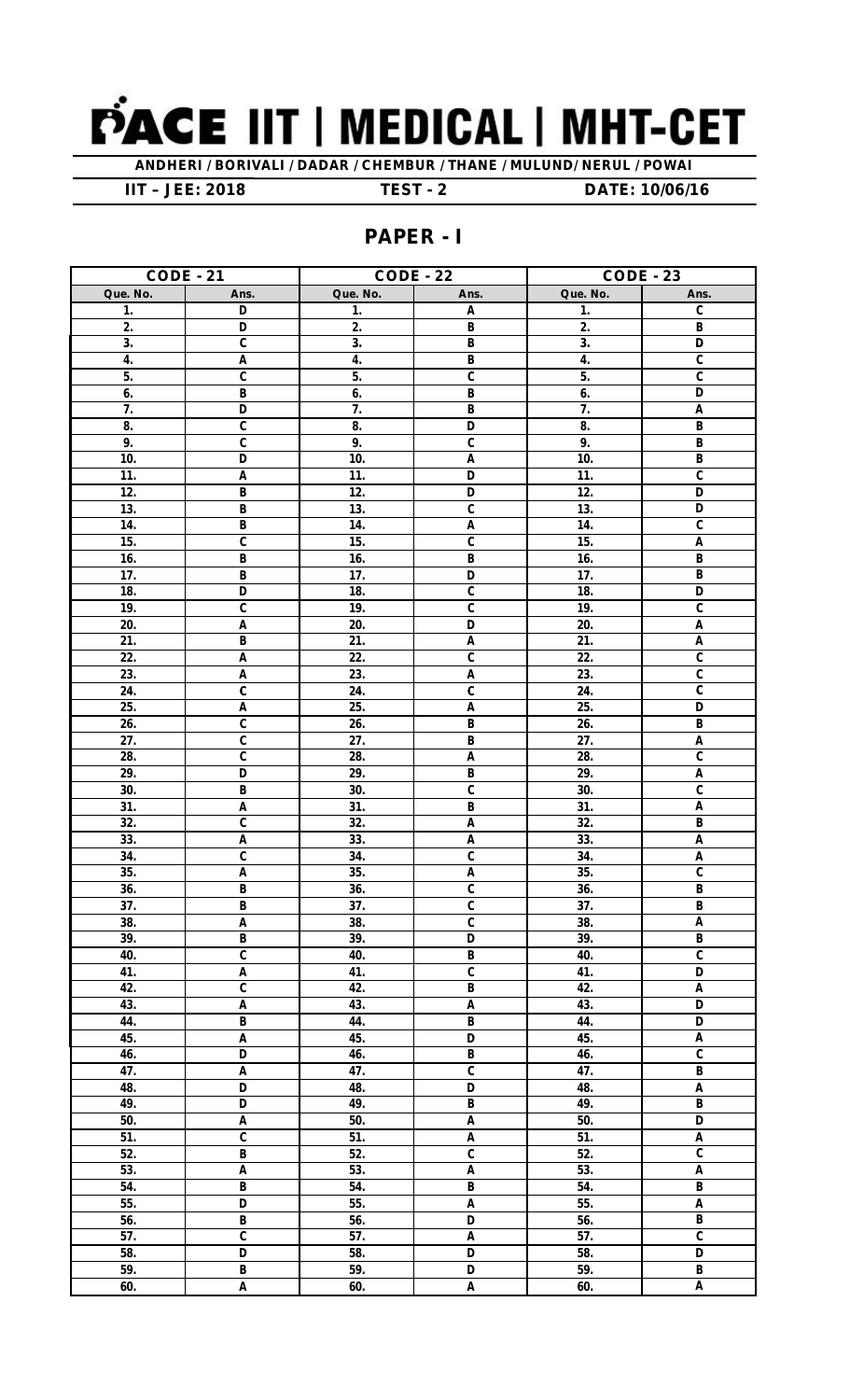# PACE IIT | MEDICAL | MHT-CET

**ANDHERI / BORIVALI / DADAR / CHEMBUR / THANE / MULUND/ NERUL / POWAI**

**IIT – JEE: 2018** **TEST - 2** **DATE: 10/06/16**

## PAPER - I

| CODE - 21 | | CODE - 22 | | CODE - 23 | |
|---|---|---|---|---|---|
| Que. No. | Ans. | Que. No. | Ans. | Que. No. | Ans. |
| 1. | D | 1. | A | 1. | C |
| 2. | D | 2. | B | 2. | B |
| 3. | C | 3. | B | 3. | D |
| 4. | A | 4. | B | 4. | C |
| 5. | C | 5. | C | 5. | C |
| 6. | B | 6. | B | 6. | D |
| 7. | D | 7. | B | 7. | A |
| 8. | C | 8. | D | 8. | B |
| 9. | C | 9. | C | 9. | B |
| 10. | D | 10. | A | 10. | B |
| 11. | A | 11. | D | 11. | C |
| 12. | B | 12. | D | 12. | D |
| 13. | B | 13. | C | 13. | D |
| 14. | B | 14. | A | 14. | C |
| 15. | C | 15. | C | 15. | A |
| 16. | B | 16. | B | 16. | B |
| 17. | B | 17. | D | 17. | B |
| 18. | D | 18. | C | 18. | D |
| 19. | C | 19. | C | 19. | C |
| 20. | A | 20. | D | 20. | A |
| 21. | B | 21. | A | 21. | A |
| 22. | A | 22. | C | 22. | C |
| 23. | A | 23. | A | 23. | C |
| 24. | C | 24. | C | 24. | C |
| 25. | A | 25. | A | 25. | D |
| 26. | C | 26. | B | 26. | B |
| 27. | C | 27. | B | 27. | A |
| 28. | C | 28. | A | 28. | C |
| 29. | D | 29. | B | 29. | A |
| 30. | B | 30. | C | 30. | C |
| 31. | A | 31. | B | 31. | A |
| 32. | C | 32. | A | 32. | B |
| 33. | A | 33. | A | 33. | A |
| 34. | C | 34. | C | 34. | A |
| 35. | A | 35. | A | 35. | C |
| 36. | B | 36. | C | 36. | B |
| 37. | B | 37. | C | 37. | B |
| 38. | A | 38. | C | 38. | A |
| 39. | B | 39. | D | 39. | B |
| 40. | C | 40. | B | 40. | C |
| 41. | A | 41. | C | 41. | D |
| 42. | C | 42. | B | 42. | A |
| 43. | A | 43. | A | 43. | D |
| 44. | B | 44. | B | 44. | D |
| 45. | A | 45. | D | 45. | A |
| 46. | D | 46. | B | 46. | C |
| 47. | A | 47. | C | 47. | B |
| 48. | D | 48. | D | 48. | A |
| 49. | D | 49. | B | 49. | B |
| 50. | A | 50. | A | 50. | D |
| 51. | C | 51. | A | 51. | A |
| 52. | B | 52. | C | 52. | C |
| 53. | A | 53. | A | 53. | A |
| 54. | B | 54. | B | 54. | B |
| 55. | D | 55. | A | 55. | A |
| 56. | B | 56. | D | 56. | B |
| 57. | C | 57. | A | 57. | C |
| 58. | D | 58. | D | 58. | D |
| 59. | B | 59. | D | 59. | B |
| 60. | A | 60. | A | 60. | A |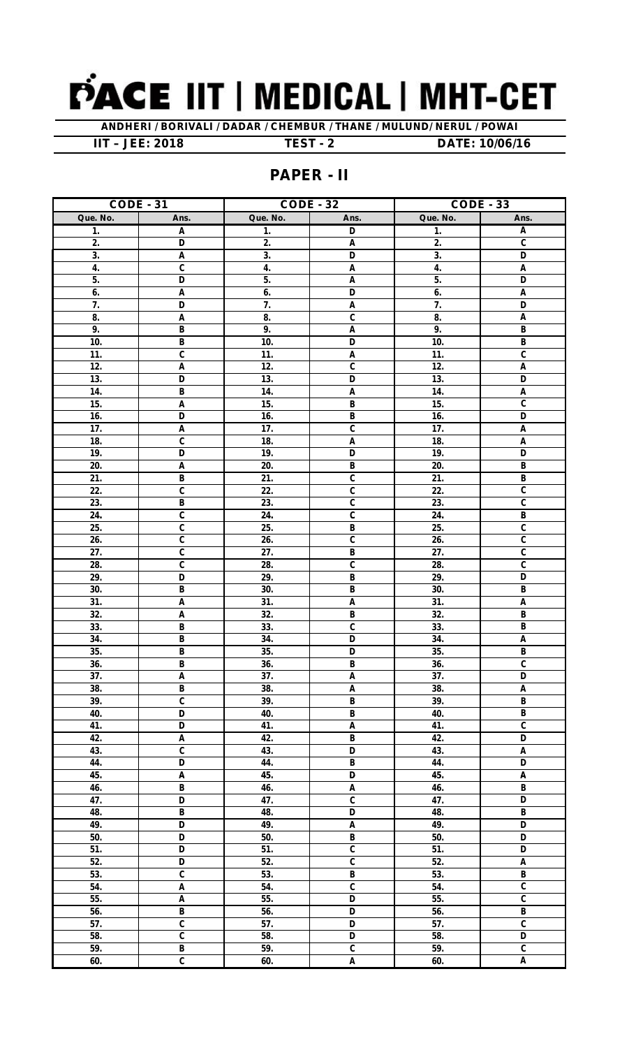# PACE IIT | MEDICAL | MHT-CET

**ANDHERI / BORIVALI / DADAR / CHEMBUR / THANE / MULUND/ NERUL / POWAI**

**IIT – JEE: 2018** **TEST - 2** **DATE: 10/06/16**

## PAPER - II

| CODE - 31 | | CODE - 32 | | CODE - 33 | |
|---|---|---|---|---|---|
| Que. No. | Ans. | Que. No. | Ans. | Que. No. | Ans. |
| 1. | A | 1. | D | 1. | A |
| 2. | D | 2. | A | 2. | C |
| 3. | A | 3. | D | 3. | D |
| 4. | C | 4. | A | 4. | A |
| 5. | D | 5. | A | 5. | D |
| 6. | A | 6. | D | 6. | A |
| 7. | D | 7. | A | 7. | D |
| 8. | A | 8. | C | 8. | A |
| 9. | B | 9. | A | 9. | B |
| 10. | B | 10. | D | 10. | B |
| 11. | C | 11. | A | 11. | C |
| 12. | A | 12. | C | 12. | A |
| 13. | D | 13. | D | 13. | D |
| 14. | B | 14. | A | 14. | A |
| 15. | A | 15. | B | 15. | C |
| 16. | D | 16. | B | 16. | D |
| 17. | A | 17. | C | 17. | A |
| 18. | C | 18. | A | 18. | A |
| 19. | D | 19. | D | 19. | D |
| 20. | A | 20. | B | 20. | B |
| 21. | B | 21. | C | 21. | B |
| 22. | C | 22. | C | 22. | C |
| 23. | B | 23. | C | 23. | C |
| 24. | C | 24. | C | 24. | B |
| 25. | C | 25. | B | 25. | C |
| 26. | C | 26. | C | 26. | C |
| 27. | C | 27. | B | 27. | C |
| 28. | C | 28. | C | 28. | C |
| 29. | D | 29. | B | 29. | D |
| 30. | B | 30. | B | 30. | B |
| 31. | A | 31. | A | 31. | A |
| 32. | A | 32. | B | 32. | B |
| 33. | B | 33. | C | 33. | B |
| 34. | B | 34. | D | 34. | A |
| 35. | B | 35. | D | 35. | B |
| 36. | B | 36. | B | 36. | C |
| 37. | A | 37. | A | 37. | D |
| 38. | B | 38. | A | 38. | A |
| 39. | C | 39. | B | 39. | B |
| 40. | D | 40. | B | 40. | B |
| 41. | D | 41. | A | 41. | C |
| 42. | A | 42. | B | 42. | D |
| 43. | C | 43. | D | 43. | A |
| 44. | D | 44. | B | 44. | D |
| 45. | A | 45. | D | 45. | A |
| 46. | B | 46. | A | 46. | B |
| 47. | D | 47. | C | 47. | D |
| 48. | B | 48. | D | 48. | B |
| 49. | D | 49. | A | 49. | D |
| 50. | D | 50. | B | 50. | D |
| 51. | D | 51. | C | 51. | D |
| 52. | D | 52. | C | 52. | A |
| 53. | C | 53. | B | 53. | B |
| 54. | A | 54. | C | 54. | C |
| 55. | A | 55. | D | 55. | C |
| 56. | B | 56. | D | 56. | B |
| 57. | C | 57. | D | 57. | C |
| 58. | C | 58. | D | 58. | D |
| 59. | B | 59. | C | 59. | C |
| 60. | C | 60. | A | 60. | A |